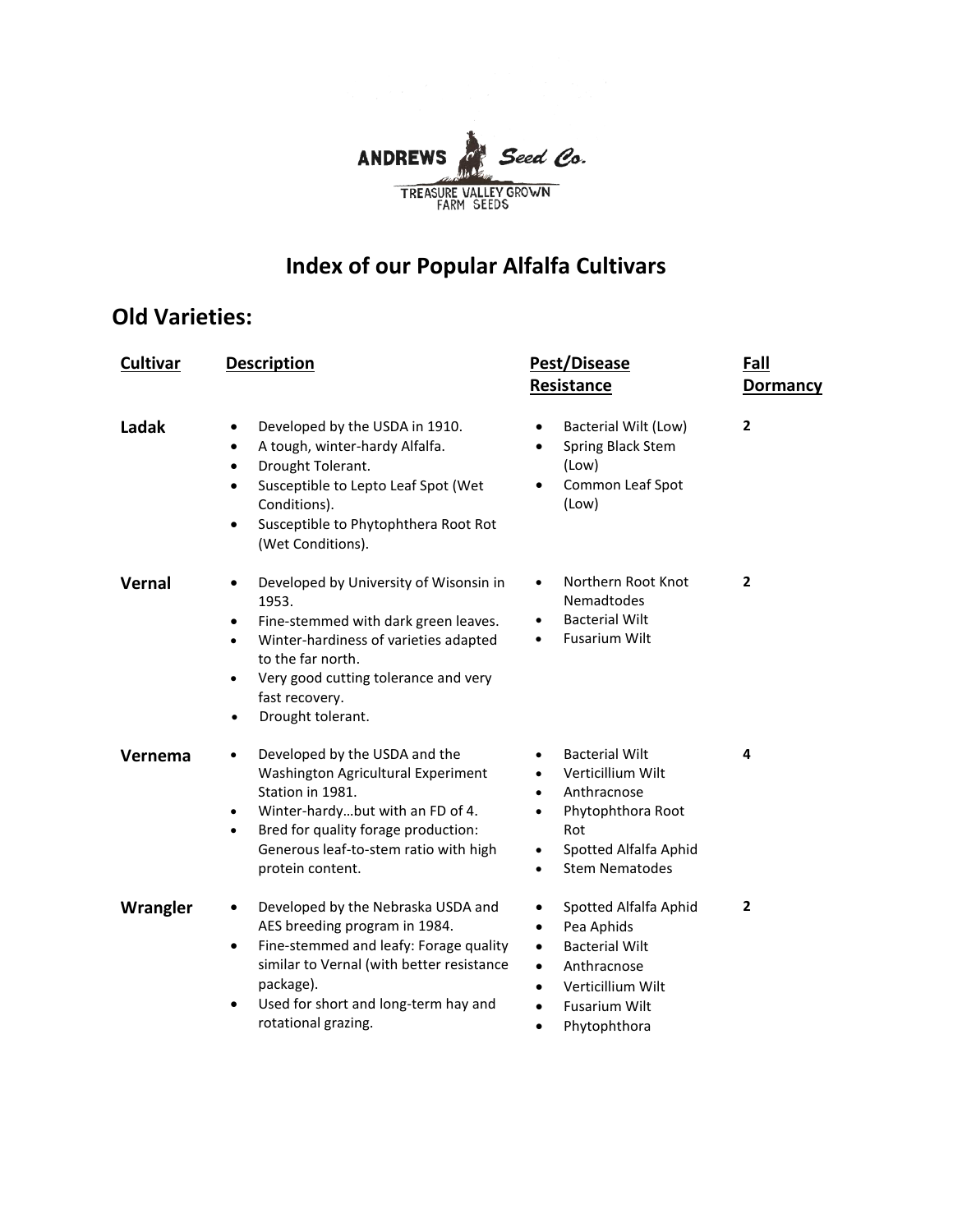ANDREWS Seed Co.

TREASURE VALLEY GROWN FARM SEEDS

# Index of our Popular Alfalfa Cultivars

## Old Varieties:

| Cultivar | Description | Pest/Disease Resistance | Fall Dormancy |
|---|---|---|---|
| **Ladak** | • Developed by the USDA in 1910.<br>• A tough, winter-hardy Alfalfa.<br>• Drought Tolerant.<br>• Susceptible to Lepto Leaf Spot (Wet Conditions).<br>• Susceptible to Phytophthera Root Rot (Wet Conditions). | • Bacterial Wilt (Low)<br>• Spring Black Stem (Low)<br>• Common Leaf Spot (Low) | **2** |
| **Vernal** | • Developed by University of Wisonsin in 1953.<br>• Fine-stemmed with dark green leaves.<br>• Winter-hardiness of varieties adapted to the far north.<br>• Very good cutting tolerance and very fast recovery.<br>• Drought tolerant. | • Northern Root Knot Nemadtodes<br>• Bacterial Wilt<br>• Fusarium Wilt | **2** |
| **Vernema** | • Developed by the USDA and the Washington Agricultural Experiment Station in 1981.<br>• Winter-hardy…but with an FD of 4.<br>• Bred for quality forage production: Generous leaf-to-stem ratio with high protein content. | • Bacterial Wilt<br>• Verticillium Wilt<br>• Anthracnose<br>• Phytophthora Root Rot<br>• Spotted Alfalfa Aphid<br>• Stem Nematodes | **4** |
| **Wrangler** | • Developed by the Nebraska USDA and AES breeding program in 1984.<br>• Fine-stemmed and leafy: Forage quality similar to Vernal (with better resistance package).<br>• Used for short and long-term hay and rotational grazing. | • Spotted Alfalfa Aphid<br>• Pea Aphids<br>• Bacterial Wilt<br>• Anthracnose<br>• Verticillium Wilt<br>• Fusarium Wilt<br>• Phytophthora | **2** |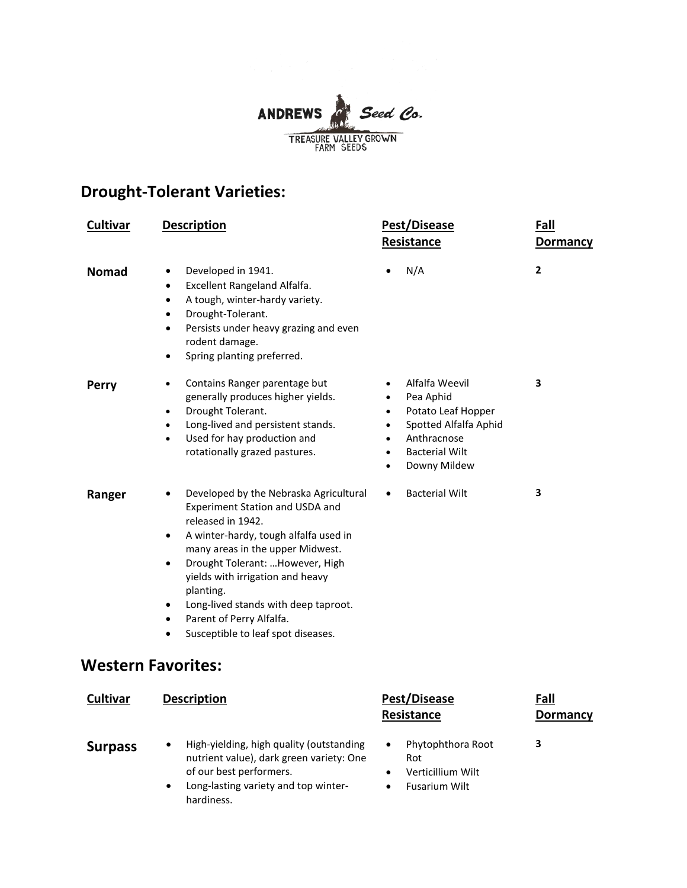ANDREWS Seed Co.

TREASURE VALLEY GROWN FARM SEEDS

## Drought-Tolerant Varieties:

| Cultivar | Description | Pest/Disease Resistance | Fall Dormancy |
|---|---|---|---|
| **Nomad** | • Developed in 1941.<br>• Excellent Rangeland Alfalfa.<br>• A tough, winter-hardy variety.<br>• Drought-Tolerant.<br>• Persists under heavy grazing and even rodent damage.<br>• Spring planting preferred. | • N/A | **2** |
| **Perry** | • Contains Ranger parentage but generally produces higher yields.<br>• Drought Tolerant.<br>• Long-lived and persistent stands.<br>• Used for hay production and rotationally grazed pastures. | • Alfalfa Weevil<br>• Pea Aphid<br>• Potato Leaf Hopper<br>• Spotted Alfalfa Aphid<br>• Anthracnose<br>• Bacterial Wilt<br>• Downy Mildew | **3** |
| **Ranger** | • Developed by the Nebraska Agricultural Experiment Station and USDA and released in 1942.<br>• A winter-hardy, tough alfalfa used in many areas in the upper Midwest.<br>• Drought Tolerant: …However, High yields with irrigation and heavy planting.<br>• Long-lived stands with deep taproot.<br>• Parent of Perry Alfalfa.<br>• Susceptible to leaf spot diseases. | • Bacterial Wilt | **3** |

## Western Favorites:

| Cultivar | Description | Pest/Disease Resistance | Fall Dormancy |
|---|---|---|---|
| **Surpass** | • High-yielding, high quality (outstanding nutrient value), dark green variety: One of our best performers.<br>• Long-lasting variety and top winter-hardiness. | • Phytophthora Root Rot<br>• Verticillium Wilt<br>• Fusarium Wilt | **3** |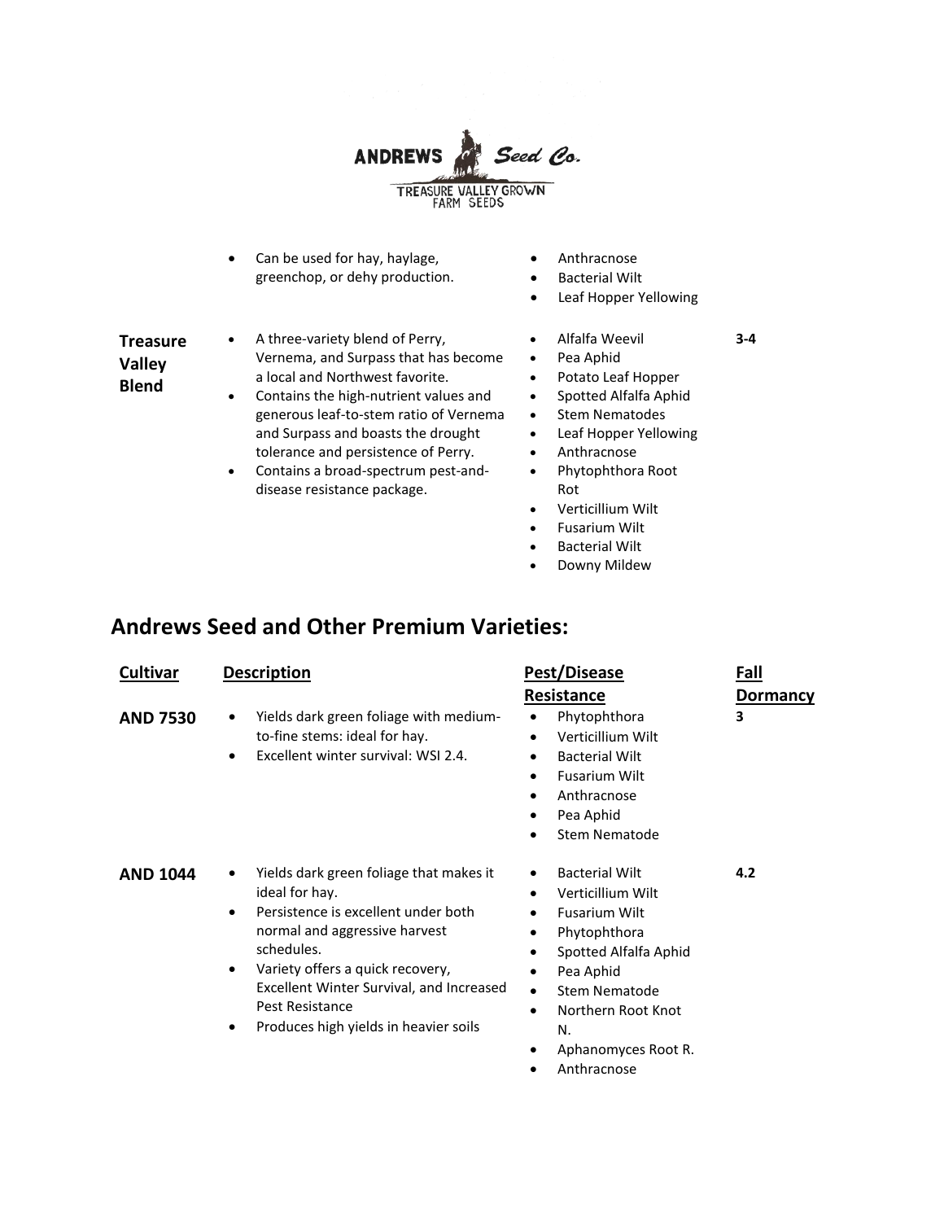| | | | |
|---|---|---|---|
| | • Can be used for hay, haylage, greenchop, or dehy production. | • Anthracnose<br>• Bacterial Wilt<br>• Leaf Hopper Yellowing | |
| **Treasure Valley Blend** | • A three-variety blend of Perry, Vernema, and Surpass that has become a local and Northwest favorite.<br>• Contains the high-nutrient values and generous leaf-to-stem ratio of Vernema and Surpass and boasts the drought tolerance and persistence of Perry.<br>• Contains a broad-spectrum pest-and-disease resistance package. | • Alfalfa Weevil<br>• Pea Aphid<br>• Potato Leaf Hopper<br>• Spotted Alfalfa Aphid<br>• Stem Nematodes<br>• Leaf Hopper Yellowing<br>• Anthracnose<br>• Phytophthora Root Rot<br>• Verticillium Wilt<br>• Fusarium Wilt<br>• Bacterial Wilt<br>• Downy Mildew | **3-4** |

## Andrews Seed and Other Premium Varieties:

| Cultivar | Description | Pest/Disease Resistance | Fall Dormancy |
|---|---|---|---|
| **AND 7530** | • Yields dark green foliage with medium-to-fine stems: ideal for hay.<br>• Excellent winter survival: WSI 2.4. | • Phytophthora<br>• Verticillium Wilt<br>• Bacterial Wilt<br>• Fusarium Wilt<br>• Anthracnose<br>• Pea Aphid<br>• Stem Nematode | **3** |
| **AND 1044** | • Yields dark green foliage that makes it ideal for hay.<br>• Persistence is excellent under both normal and aggressive harvest schedules.<br>• Variety offers a quick recovery, Excellent Winter Survival, and Increased Pest Resistance<br>• Produces high yields in heavier soils | • Bacterial Wilt<br>• Verticillium Wilt<br>• Fusarium Wilt<br>• Phytophthora<br>• Spotted Alfalfa Aphid<br>• Pea Aphid<br>• Stem Nematode<br>• Northern Root Knot N.<br>• Aphanomyces Root R.<br>• Anthracnose | **4.2** |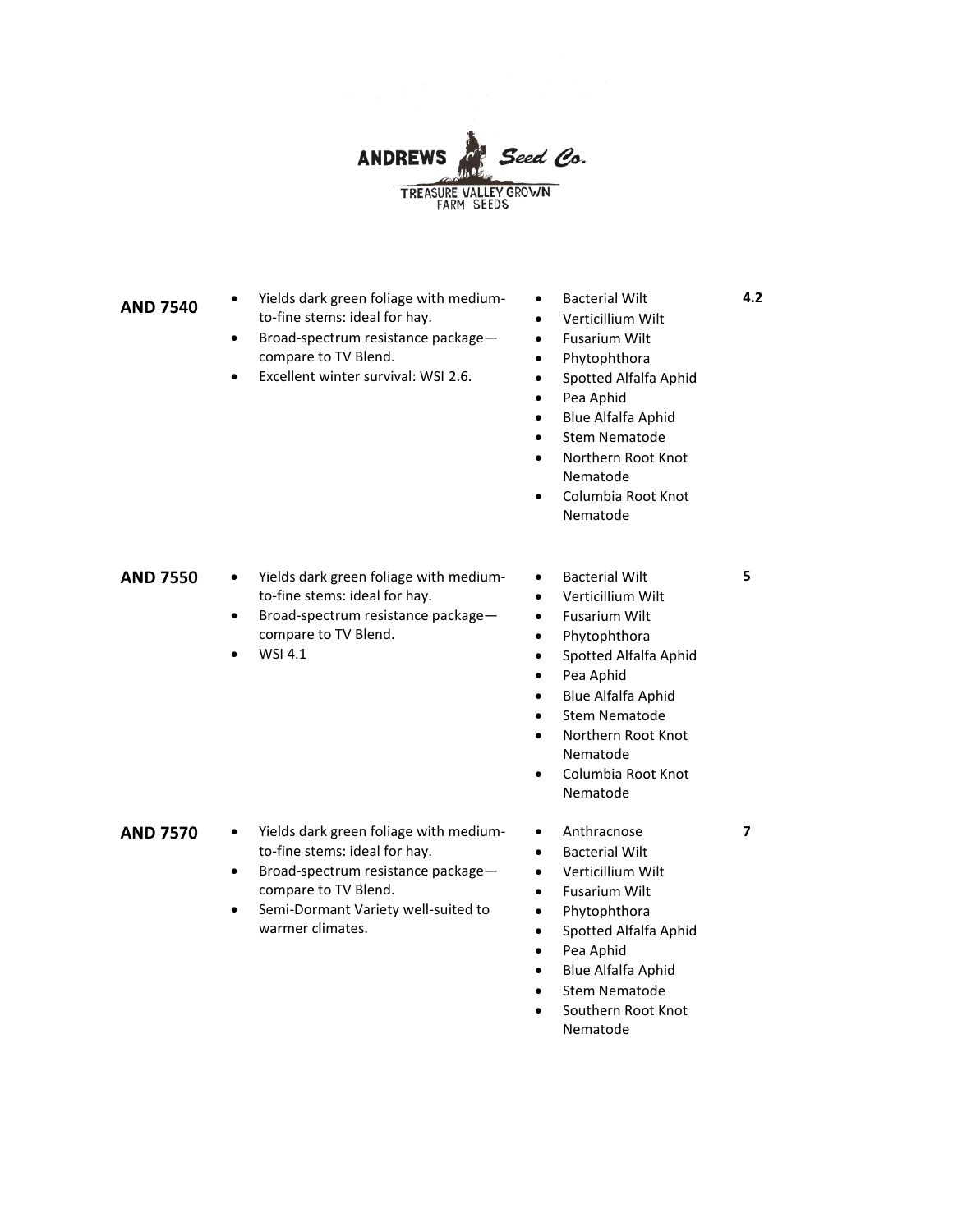ANDREWS Seed Co.

TREASURE VALLEY GROWN FARM SEEDS

| | | | |
|---|---|---|---|
| **AND 7540** | • Yields dark green foliage with medium-to-fine stems: ideal for hay.<br>• Broad-spectrum resistance package—compare to TV Blend.<br>• Excellent winter survival: WSI 2.6. | • Bacterial Wilt<br>• Verticillium Wilt<br>• Fusarium Wilt<br>• Phytophthora<br>• Spotted Alfalfa Aphid<br>• Pea Aphid<br>• Blue Alfalfa Aphid<br>• Stem Nematode<br>• Northern Root Knot Nematode<br>• Columbia Root Knot Nematode | **4.2** |
| **AND 7550** | • Yields dark green foliage with medium-to-fine stems: ideal for hay.<br>• Broad-spectrum resistance package—compare to TV Blend.<br>• WSI 4.1 | • Bacterial Wilt<br>• Verticillium Wilt<br>• Fusarium Wilt<br>• Phytophthora<br>• Spotted Alfalfa Aphid<br>• Pea Aphid<br>• Blue Alfalfa Aphid<br>• Stem Nematode<br>• Northern Root Knot Nematode<br>• Columbia Root Knot Nematode | **5** |
| **AND 7570** | • Yields dark green foliage with medium-to-fine stems: ideal for hay.<br>• Broad-spectrum resistance package—compare to TV Blend.<br>• Semi-Dormant Variety well-suited to warmer climates. | • Anthracnose<br>• Bacterial Wilt<br>• Verticillium Wilt<br>• Fusarium Wilt<br>• Phytophthora<br>• Spotted Alfalfa Aphid<br>• Pea Aphid<br>• Blue Alfalfa Aphid<br>• Stem Nematode<br>• Southern Root Knot Nematode | **7** |